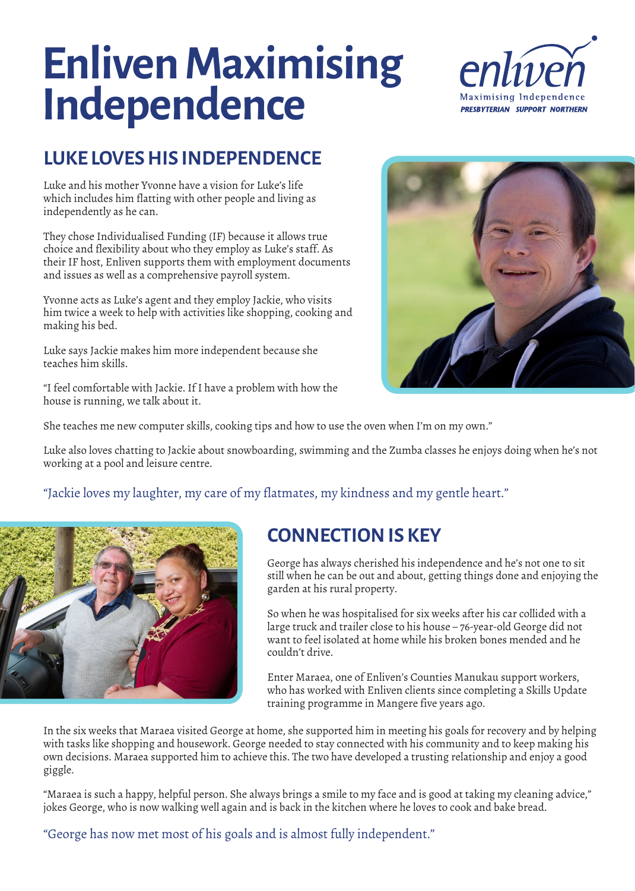# Enliven Maximising Independence

## LUKE LOVES HIS INDEPENDENCE

Luke and his mother Yvonne have a vision for Luke's life which includes him flatting with other people and living as independently as he can.

They chose Individualised Funding (IF) because it allows true choice and flexibility about who they employ as Luke's staff. As their IF host, Enliven supports them with employment documents and issues as well as a comprehensive payroll system.

Yvonne acts as Luke's agent and they employ Jackie, who visits him twice a week to help with activities like shopping, cooking and making his bed.

Luke says Jackie makes him more independent because she teaches him skills.

"I feel comfortable with Jackie. If I have a problem with how the house is running, we talk about it.

She teaches me new computer skills, cooking tips and how to use the oven when I'm on my own."

Luke also loves chatting to Jackie about snowboarding, swimming and the Zumba classes he enjoys doing when he's not working at a pool and leisure centre.

"Jackie loves my laughter, my care of my flatmates, my kindness and my gentle heart."

## CONNECTION IS KEY

George has always cherished his independence and he's not one to sit still when he can be out and about, getting things done and enjoying the garden at his rural property.

So when he was hospitalised for six weeks after his car collided with a large truck and trailer close to his house – 76-year-old George did not want to feel isolated at home while his broken bones mended and he couldn't drive.

Enter Maraea, one of Enliven's Counties Manukau support workers, who has worked with Enliven clients since completing a Skills Update training programme in Mangere five years ago.

In the six weeks that Maraea visited George at home, she supported him in meeting his goals for recovery and by helping with tasks like shopping and housework. George needed to stay connected with his community and to keep making his own decisions. Maraea supported him to achieve this. The two have developed a trusting relationship and enjoy a good giggle.

"Maraea is such a happy, helpful person. She always brings a smile to my face and is good at taking my cleaning advice," jokes George, who is now walking well again and is back in the kitchen where he loves to cook and bake bread.

"George has now met most of his goals and is almost fully independent."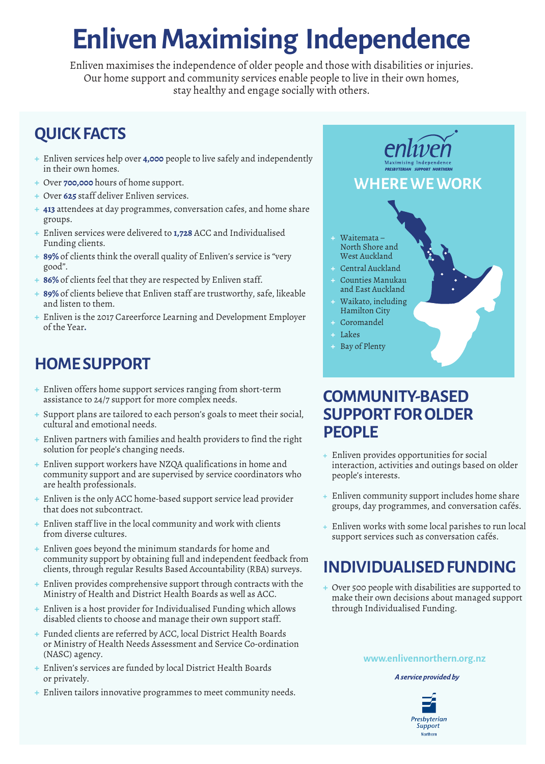# Enliven Maximising Independence

Enliven maximises the independence of older people and those with disabilities or injuries. Our home support and community services enable people to live in their own homes, stay healthy and engage socially with others.

## QUICK FACTS

- Enliven services help over **4,000** people to live safely and independently in their own homes.
- Over **700,000** hours of home support.
- Over **625** staff deliver Enliven services.
- **413** attendees at day programmes, conversation cafes, and home share groups.
- Enliven services were delivered to **1,728** ACC and Individualised Funding clients.
- **89%** of clients think the overall quality of Enliven's service is "very good".
- **86%** of clients feel that they are respected by Enliven staff.
- **89%** of clients believe that Enliven staff are trustworthy, safe, likeable and listen to them.
- Enliven is the 2017 Careerforce Learning and Development Employer of the Year.

## HOME SUPPORT

- Enliven offers home support services ranging from short-term assistance to 24/7 support for more complex needs.
- Support plans are tailored to each person's goals to meet their social, cultural and emotional needs.
- Enliven partners with families and health providers to find the right solution for people's changing needs.
- Enliven support workers have NZQA qualifications in home and community support and are supervised by service coordinators who are health professionals.
- Enliven is the only ACC home-based support service lead provider that does not subcontract.
- Enliven staff live in the local community and work with clients from diverse cultures.
- Enliven goes beyond the minimum standards for home and community support by obtaining full and independent feedback from clients, through regular Results Based Accountability (RBA) surveys.
- Enliven provides comprehensive support through contracts with the Ministry of Health and District Health Boards as well as ACC.
- Enliven is a host provider for Individualised Funding which allows disabled clients to choose and manage their own support staff.
- Funded clients are referred by ACC, local District Health Boards or Ministry of Health Needs Assessment and Service Co-ordination (NASC) agency.
- Enliven's services are funded by local District Health Boards or privately.
- Enliven tailors innovative programmes to meet community needs.

enliven
Maximising Independence
PRESBYTERIAN SUPPORT NORTHERN

## WHERE WE WORK

- Waitemata – North Shore and West Auckland
- Central Auckland
- Counties Manukau and East Auckland
- Waikato, including Hamilton City
- Coromandel
- Lakes
- Bay of Plenty

## COMMUNITY-BASED SUPPORT FOR OLDER PEOPLE

- Enliven provides opportunities for social interaction, activities and outings based on older people's interests.
- Enliven community support includes home share groups, day programmes, and conversation cafés.
- Enliven works with some local parishes to run local support services such as conversation cafés.

## INDIVIDUALISED FUNDING

- Over 500 people with disabilities are supported to make their own decisions about managed support through Individualised Funding.

www.enlivennorthern.org.nz

*A service provided by*

Presbyterian Support Northern